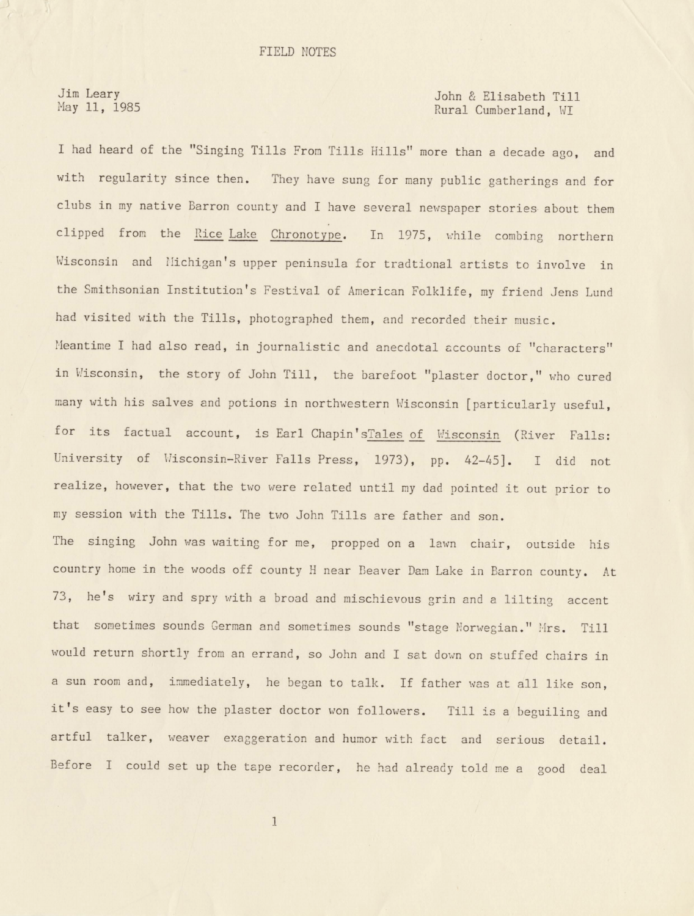# FIELD NOTES

Jim Leary
May 11, 1985

John & Elisabeth Till
Rural Cumberland, WI

I had heard of the "Singing Tills From Tills Hills" more than a decade ago, and with regularity since then. They have sung for many public gatherings and for clubs in my native Barron county and I have several newspaper stories about them clipped from the Rice Lake Chronotype. In 1975, while combing northern Wisconsin and Michigan's upper peninsula for tradtional artists to involve in the Smithsonian Institution's Festival of American Folklife, my friend Jens Lund had visited with the Tills, photographed them, and recorded their music.

Meantime I had also read, in journalistic and anecdotal accounts of "characters" in Wisconsin, the story of John Till, the barefoot "plaster doctor," who cured many with his salves and potions in northwestern Wisconsin [particularly useful, for its factual account, is Earl Chapin'sTales of Wisconsin (River Falls: University of Wisconsin-River Falls Press, 1973), pp. 42-45]. I did not realize, however, that the two were related until my dad pointed it out prior to my session with the Tills. The two John Tills are father and son.

The singing John was waiting for me, propped on a lawn chair, outside his country home in the woods off county H near Beaver Dam Lake in Barron county. At 73, he's wiry and spry with a broad and mischievous grin and a lilting accent that sometimes sounds German and sometimes sounds "stage Norwegian." Mrs. Till would return shortly from an errand, so John and I sat down on stuffed chairs in a sun room and, immediately, he began to talk. If father was at all like son, it's easy to see how the plaster doctor won followers. Till is a beguiling and artful talker, weaver exaggeration and humor with fact and serious detail. Before I could set up the tape recorder, he had already told me a good deal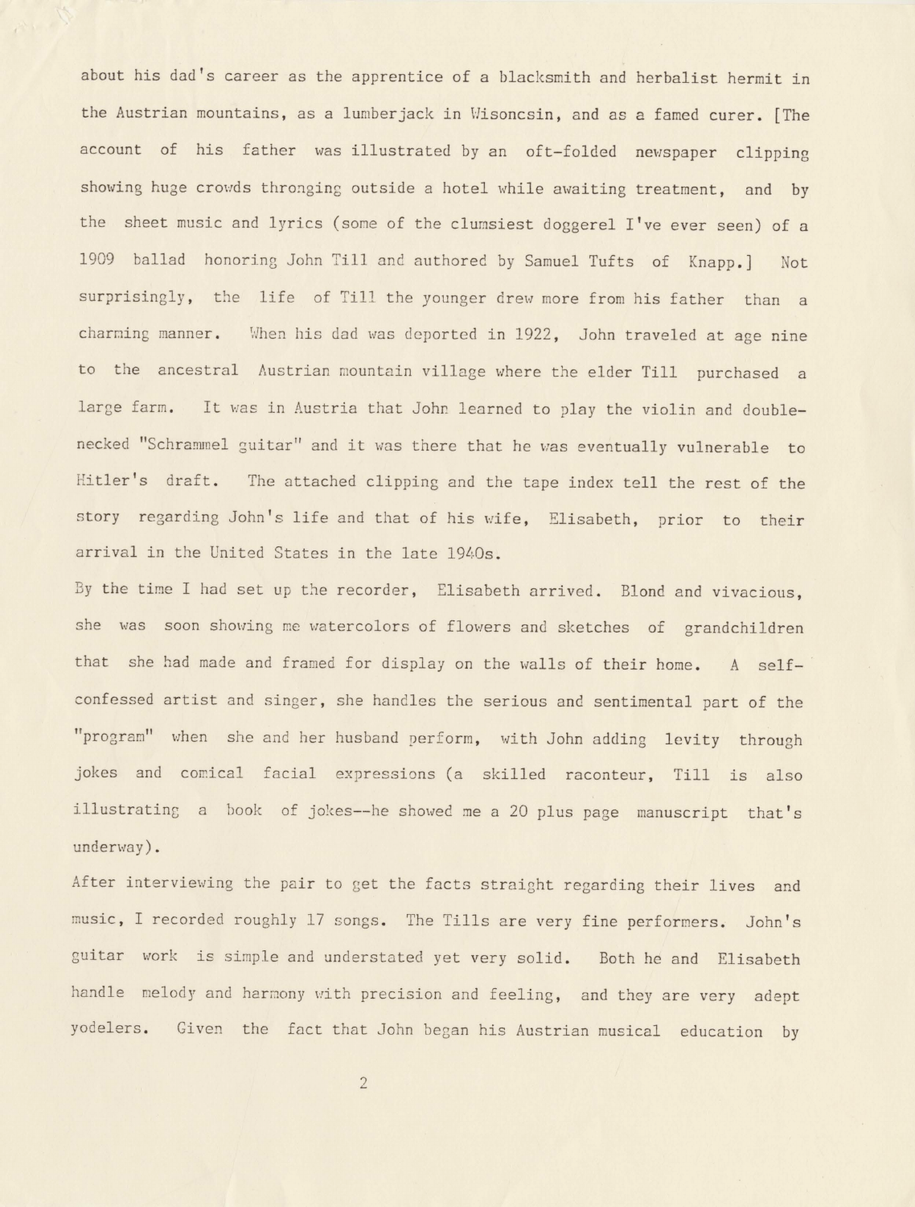about his dad's career as the apprentice of a blacksmith and herbalist hermit in the Austrian mountains, as a lumberjack in Wisoncsin, and as a famed curer. [The account of his father was illustrated by an oft-folded newspaper clipping showing huge crowds thronging outside a hotel while awaiting treatment, and by the sheet music and lyrics (some of the clumsiest doggerel I've ever seen) of a 1909 ballad honoring John Till and authored by Samuel Tufts of Knapp.] Not surprisingly, the life of Till the younger drew more from his father than a charming manner. When his dad was deported in 1922, John traveled at age nine to the ancestral Austrian mountain village where the elder Till purchased a large farm. It was in Austria that John learned to play the violin and double-necked "Schrammel guitar" and it was there that he was eventually vulnerable to Hitler's draft. The attached clipping and the tape index tell the rest of the story regarding John's life and that of his wife, Elisabeth, prior to their arrival in the United States in the late 1940s.

By the time I had set up the recorder, Elisabeth arrived. Blond and vivacious, she was soon showing me watercolors of flowers and sketches of grandchildren that she had made and framed for display on the walls of their home. A self-confessed artist and singer, she handles the serious and sentimental part of the "program" when she and her husband perform, with John adding levity through jokes and comical facial expressions (a skilled raconteur, Till is also illustrating a book of jokes--he showed me a 20 plus page manuscript that's underway).

After interviewing the pair to get the facts straight regarding their lives and music, I recorded roughly 17 songs. The Tills are very fine performers. John's guitar work is simple and understated yet very solid. Both he and Elisabeth handle melody and harmony with precision and feeling, and they are very adept yodelers. Given the fact that John began his Austrian musical education by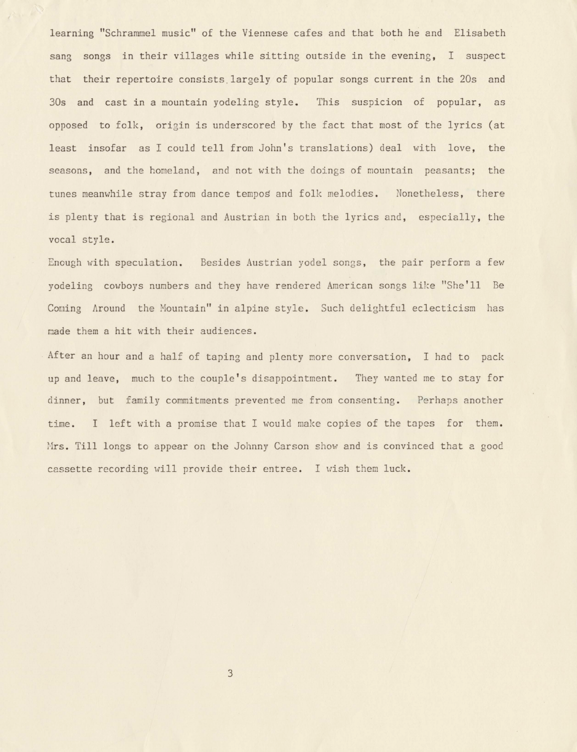learning "Schrammel music" of the Viennese cafes and that both he and Elisabeth sang songs in their villages while sitting outside in the evening, I suspect that their repertoire consists largely of popular songs current in the 20s and 30s and cast in a mountain yodeling style. This suspicion of popular, as opposed to folk, origin is underscored by the fact that most of the lyrics (at least insofar as I could tell from John's translations) deal with love, the seasons, and the homeland, and not with the doings of mountain peasants; the tunes meanwhile stray from dance tempos and folk melodies. Nonetheless, there is plenty that is regional and Austrian in both the lyrics and, especially, the vocal style.

Enough with speculation. Besides Austrian yodel songs, the pair perform a few yodeling cowboys numbers and they have rendered American songs like "She'll Be Coming Around the Mountain" in alpine style. Such delightful eclecticism has made them a hit with their audiences.

After an hour and a half of taping and plenty more conversation, I had to pack up and leave, much to the couple's disappointment. They wanted me to stay for dinner, but family commitments prevented me from consenting. Perhaps another time. I left with a promise that I would make copies of the tapes for them. Mrs. Till longs to appear on the Johnny Carson show and is convinced that a good cassette recording will provide their entree. I wish them luck.